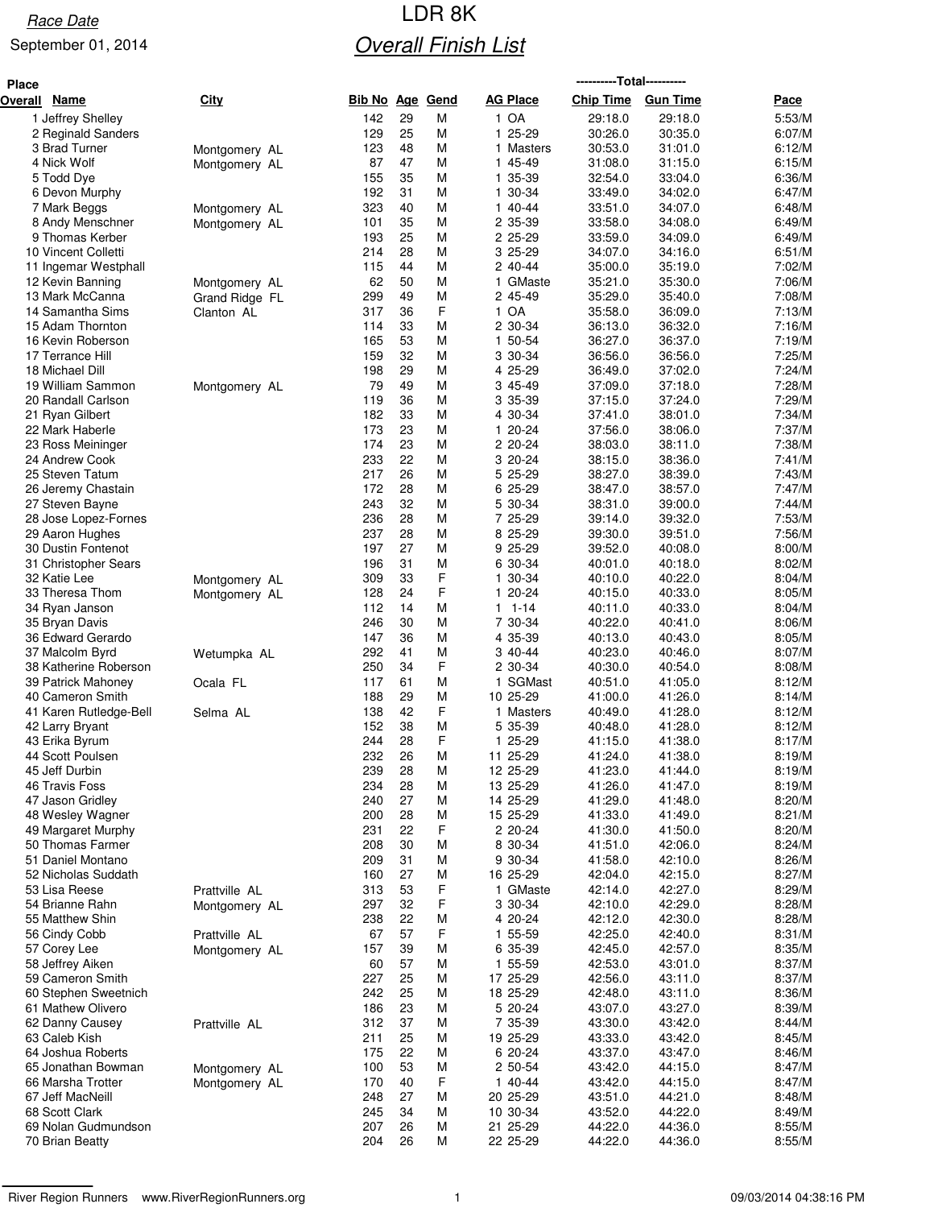Race Date

September 01, 2014

# LDR 8K

## Overall Finish List

| Place Overall | Name | City | Bib No | Age | Gend | AG Place | Chip Time | Gun Time | Pace |
|---|---|---|---|---|---|---|---|---|---|
| 1 | Jeffrey Shelley | | 142 | 29 | M | 1 OA | 29:18.0 | 29:18.0 | 5:53/M |
| 2 | Reginald Sanders | | 129 | 25 | M | 1 25-29 | 30:26.0 | 30:35.0 | 6:07/M |
| 3 | Brad Turner | Montgomery AL | 123 | 48 | M | 1 Masters | 30:53.0 | 31:01.0 | 6:12/M |
| 4 | Nick Wolf | Montgomery AL | 87 | 47 | M | 1 45-49 | 31:08.0 | 31:15.0 | 6:15/M |
| 5 | Todd Dye | | 155 | 35 | M | 1 35-39 | 32:54.0 | 33:04.0 | 6:36/M |
| 6 | Devon Murphy | | 192 | 31 | M | 1 30-34 | 33:49.0 | 34:02.0 | 6:47/M |
| 7 | Mark Beggs | Montgomery AL | 323 | 40 | M | 1 40-44 | 33:51.0 | 34:07.0 | 6:48/M |
| 8 | Andy Menschner | Montgomery AL | 101 | 35 | M | 2 35-39 | 33:58.0 | 34:08.0 | 6:49/M |
| 9 | Thomas Kerber | | 193 | 25 | M | 2 25-29 | 33:59.0 | 34:09.0 | 6:49/M |
| 10 | Vincent Colletti | | 214 | 28 | M | 3 25-29 | 34:07.0 | 34:16.0 | 6:51/M |
| 11 | Ingemar Westphall | | 115 | 44 | M | 2 40-44 | 35:00.0 | 35:19.0 | 7:02/M |
| 12 | Kevin Banning | Montgomery AL | 62 | 50 | M | 1 GMaste | 35:21.0 | 35:30.0 | 7:06/M |
| 13 | Mark McCanna | Grand Ridge FL | 299 | 49 | M | 2 45-49 | 35:29.0 | 35:40.0 | 7:08/M |
| 14 | Samantha Sims | Clanton AL | 317 | 36 | F | 1 OA | 35:58.0 | 36:09.0 | 7:13/M |
| 15 | Adam Thornton | | 114 | 33 | M | 2 30-34 | 36:13.0 | 36:32.0 | 7:16/M |
| 16 | Kevin Roberson | | 165 | 53 | M | 1 50-54 | 36:27.0 | 36:37.0 | 7:19/M |
| 17 | Terrance Hill | | 159 | 32 | M | 3 30-34 | 36:56.0 | 36:56.0 | 7:25/M |
| 18 | Michael Dill | | 198 | 29 | M | 4 25-29 | 36:49.0 | 37:02.0 | 7:24/M |
| 19 | William Sammon | Montgomery AL | 79 | 49 | M | 3 45-49 | 37:09.0 | 37:18.0 | 7:28/M |
| 20 | Randall Carlson | | 119 | 36 | M | 3 35-39 | 37:15.0 | 37:24.0 | 7:29/M |
| 21 | Ryan Gilbert | | 182 | 33 | M | 4 30-34 | 37:41.0 | 38:01.0 | 7:34/M |
| 22 | Mark Haberle | | 173 | 23 | M | 1 20-24 | 37:56.0 | 38:06.0 | 7:37/M |
| 23 | Ross Meininger | | 174 | 23 | M | 2 20-24 | 38:03.0 | 38:11.0 | 7:38/M |
| 24 | Andrew Cook | | 233 | 22 | M | 3 20-24 | 38:15.0 | 38:36.0 | 7:41/M |
| 25 | Steven Tatum | | 217 | 26 | M | 5 25-29 | 38:27.0 | 38:39.0 | 7:43/M |
| 26 | Jeremy Chastain | | 172 | 28 | M | 6 25-29 | 38:47.0 | 38:57.0 | 7:47/M |
| 27 | Steven Bayne | | 243 | 32 | M | 5 30-34 | 38:31.0 | 39:00.0 | 7:44/M |
| 28 | Jose Lopez-Fornes | | 236 | 28 | M | 7 25-29 | 39:14.0 | 39:32.0 | 7:53/M |
| 29 | Aaron Hughes | | 237 | 28 | M | 8 25-29 | 39:30.0 | 39:51.0 | 7:56/M |
| 30 | Dustin Fontenot | | 197 | 27 | M | 9 25-29 | 39:52.0 | 40:08.0 | 8:00/M |
| 31 | Christopher Sears | | 196 | 31 | M | 6 30-34 | 40:01.0 | 40:18.0 | 8:02/M |
| 32 | Katie Lee | Montgomery AL | 309 | 33 | F | 1 30-34 | 40:10.0 | 40:22.0 | 8:04/M |
| 33 | Theresa Thom | Montgomery AL | 128 | 24 | F | 1 20-24 | 40:15.0 | 40:33.0 | 8:05/M |
| 34 | Ryan Janson | | 112 | 14 | M | 1 1-14 | 40:11.0 | 40:33.0 | 8:04/M |
| 35 | Bryan Davis | | 246 | 30 | M | 7 30-34 | 40:22.0 | 40:41.0 | 8:06/M |
| 36 | Edward Gerardo | | 147 | 36 | M | 4 35-39 | 40:13.0 | 40:43.0 | 8:05/M |
| 37 | Malcolm Byrd | Wetumpka AL | 292 | 41 | M | 3 40-44 | 40:23.0 | 40:46.0 | 8:07/M |
| 38 | Katherine Roberson | | 250 | 34 | F | 2 30-34 | 40:30.0 | 40:54.0 | 8:08/M |
| 39 | Patrick Mahoney | Ocala FL | 117 | 61 | M | 1 SGMast | 40:51.0 | 41:05.0 | 8:12/M |
| 40 | Cameron Smith | | 188 | 29 | M | 10 25-29 | 41:00.0 | 41:26.0 | 8:14/M |
| 41 | Karen Rutledge-Bell | Selma AL | 138 | 42 | F | 1 Masters | 40:49.0 | 41:28.0 | 8:12/M |
| 42 | Larry Bryant | | 152 | 38 | M | 5 35-39 | 40:48.0 | 41:28.0 | 8:12/M |
| 43 | Erika Byrum | | 244 | 28 | F | 1 25-29 | 41:15.0 | 41:38.0 | 8:17/M |
| 44 | Scott Poulsen | | 232 | 26 | M | 11 25-29 | 41:24.0 | 41:38.0 | 8:19/M |
| 45 | Jeff Durbin | | 239 | 28 | M | 12 25-29 | 41:23.0 | 41:44.0 | 8:19/M |
| 46 | Travis Foss | | 234 | 28 | M | 13 25-29 | 41:26.0 | 41:47.0 | 8:19/M |
| 47 | Jason Gridley | | 240 | 27 | M | 14 25-29 | 41:29.0 | 41:48.0 | 8:20/M |
| 48 | Wesley Wagner | | 200 | 28 | M | 15 25-29 | 41:33.0 | 41:49.0 | 8:21/M |
| 49 | Margaret Murphy | | 231 | 22 | F | 2 20-24 | 41:30.0 | 41:50.0 | 8:20/M |
| 50 | Thomas Farmer | | 208 | 30 | M | 8 30-34 | 41:51.0 | 42:06.0 | 8:24/M |
| 51 | Daniel Montano | | 209 | 31 | M | 9 30-34 | 41:58.0 | 42:10.0 | 8:26/M |
| 52 | Nicholas Suddath | | 160 | 27 | M | 16 25-29 | 42:04.0 | 42:15.0 | 8:27/M |
| 53 | Lisa Reese | Prattville AL | 313 | 53 | F | 1 GMaste | 42:14.0 | 42:27.0 | 8:29/M |
| 54 | Brianne Rahn | Montgomery AL | 297 | 32 | F | 3 30-34 | 42:10.0 | 42:29.0 | 8:28/M |
| 55 | Matthew Shin | | 238 | 22 | M | 4 20-24 | 42:12.0 | 42:30.0 | 8:28/M |
| 56 | Cindy Cobb | Prattville AL | 67 | 57 | F | 1 55-59 | 42:25.0 | 42:40.0 | 8:31/M |
| 57 | Corey Lee | Montgomery AL | 157 | 39 | M | 6 35-39 | 42:45.0 | 42:57.0 | 8:35/M |
| 58 | Jeffrey Aiken | | 60 | 57 | M | 1 55-59 | 42:53.0 | 43:01.0 | 8:37/M |
| 59 | Cameron Smith | | 227 | 25 | M | 17 25-29 | 42:56.0 | 43:11.0 | 8:37/M |
| 60 | Stephen Sweetnich | | 242 | 25 | M | 18 25-29 | 42:48.0 | 43:11.0 | 8:36/M |
| 61 | Mathew Olivero | | 186 | 23 | M | 5 20-24 | 43:07.0 | 43:27.0 | 8:39/M |
| 62 | Danny Causey | Prattville AL | 312 | 37 | M | 7 35-39 | 43:30.0 | 43:42.0 | 8:44/M |
| 63 | Caleb Kish | | 211 | 25 | M | 19 25-29 | 43:33.0 | 43:42.0 | 8:45/M |
| 64 | Joshua Roberts | | 175 | 22 | M | 6 20-24 | 43:37.0 | 43:47.0 | 8:46/M |
| 65 | Jonathan Bowman | Montgomery AL | 100 | 53 | M | 2 50-54 | 43:42.0 | 44:15.0 | 8:47/M |
| 66 | Marsha Trotter | Montgomery AL | 170 | 40 | F | 1 40-44 | 43:42.0 | 44:15.0 | 8:47/M |
| 67 | Jeff MacNeill | | 248 | 27 | M | 20 25-29 | 43:51.0 | 44:21.0 | 8:48/M |
| 68 | Scott Clark | | 245 | 34 | M | 10 30-34 | 43:52.0 | 44:22.0 | 8:49/M |
| 69 | Nolan Gudmundson | | 207 | 26 | M | 21 25-29 | 44:22.0 | 44:36.0 | 8:55/M |
| 70 | Brian Beatty | | 204 | 26 | M | 22 25-29 | 44:22.0 | 44:36.0 | 8:55/M |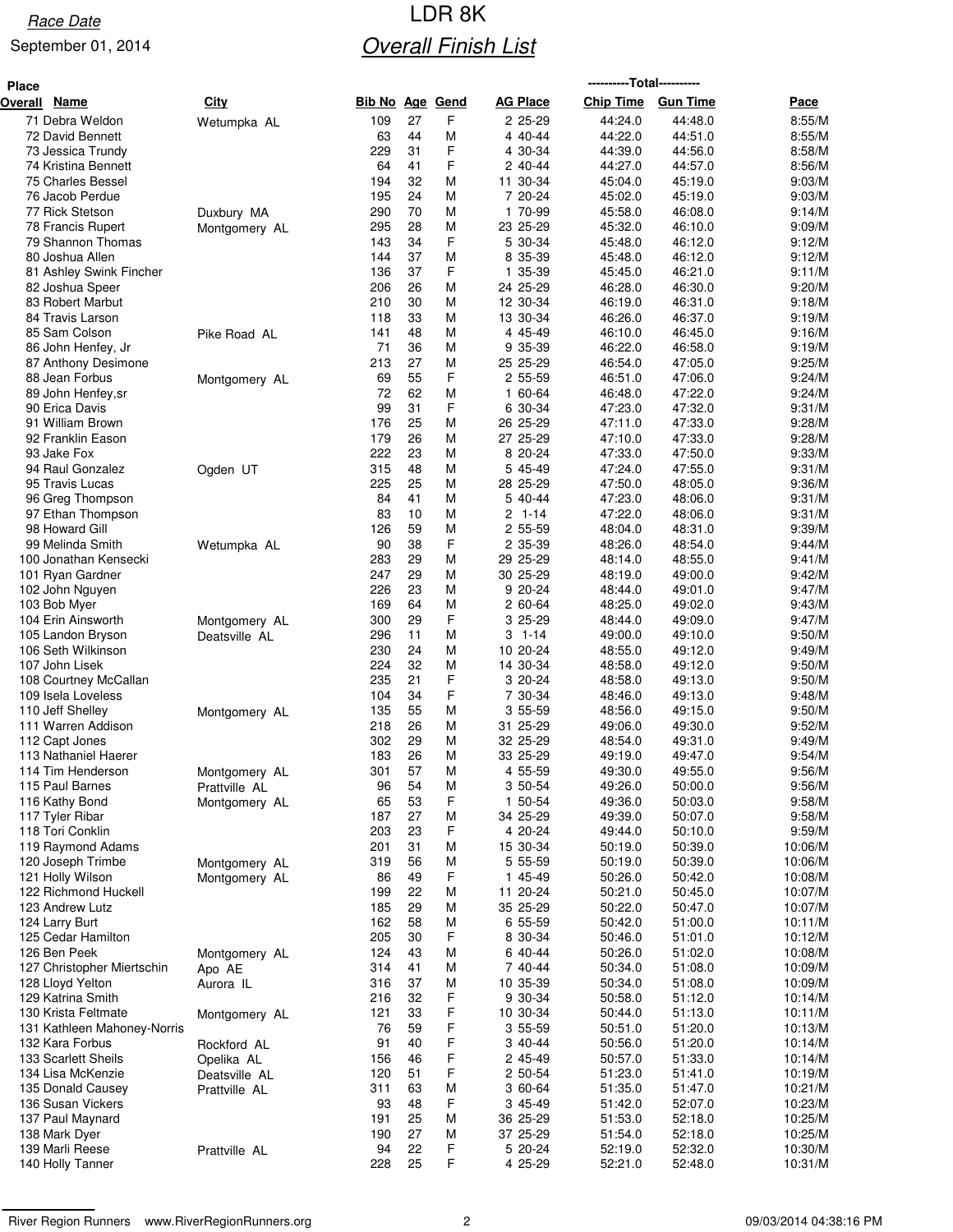Race Date

September 01, 2014

# LDR 8K

## Overall Finish List

| Place Overall | Name | City | Bib No | Age | Gend | AG Place | Chip Time | Gun Time | Pace |
|---|---|---|---|---|---|---|---|---|---|
| 71 | Debra Weldon | Wetumpka AL | 109 | 27 | F | 2 25-29 | 44:24.0 | 44:48.0 | 8:55/M |
| 72 | David Bennett | | 63 | 44 | M | 4 40-44 | 44:22.0 | 44:51.0 | 8:55/M |
| 73 | Jessica Trundy | | 229 | 31 | F | 4 30-34 | 44:39.0 | 44:56.0 | 8:58/M |
| 74 | Kristina Bennett | | 64 | 41 | F | 2 40-44 | 44:27.0 | 44:57.0 | 8:56/M |
| 75 | Charles Bessel | | 194 | 32 | M | 11 30-34 | 45:04.0 | 45:19.0 | 9:03/M |
| 76 | Jacob Perdue | | 195 | 24 | M | 7 20-24 | 45:02.0 | 45:19.0 | 9:03/M |
| 77 | Rick Stetson | Duxbury MA | 290 | 70 | M | 1 70-99 | 45:58.0 | 46:08.0 | 9:14/M |
| 78 | Francis Rupert | Montgomery AL | 295 | 28 | M | 23 25-29 | 45:32.0 | 46:10.0 | 9:09/M |
| 79 | Shannon Thomas | | 143 | 34 | F | 5 30-34 | 45:48.0 | 46:12.0 | 9:12/M |
| 80 | Joshua Allen | | 144 | 37 | M | 8 35-39 | 45:48.0 | 46:12.0 | 9:12/M |
| 81 | Ashley Swink Fincher | | 136 | 37 | F | 1 35-39 | 45:45.0 | 46:21.0 | 9:11/M |
| 82 | Joshua Speer | | 206 | 26 | M | 24 25-29 | 46:28.0 | 46:30.0 | 9:20/M |
| 83 | Robert Marbut | | 210 | 30 | M | 12 30-34 | 46:19.0 | 46:31.0 | 9:18/M |
| 84 | Travis Larson | | 118 | 33 | M | 13 30-34 | 46:26.0 | 46:37.0 | 9:19/M |
| 85 | Sam Colson | Pike Road AL | 141 | 48 | M | 4 45-49 | 46:10.0 | 46:45.0 | 9:16/M |
| 86 | John Henfey, Jr | | 71 | 36 | M | 9 35-39 | 46:22.0 | 46:58.0 | 9:19/M |
| 87 | Anthony Desimone | | 213 | 27 | M | 25 25-29 | 46:54.0 | 47:05.0 | 9:25/M |
| 88 | Jean Forbus | Montgomery AL | 69 | 55 | F | 2 55-59 | 46:51.0 | 47:06.0 | 9:24/M |
| 89 | John Henfey,sr | | 72 | 62 | M | 1 60-64 | 46:48.0 | 47:22.0 | 9:24/M |
| 90 | Erica Davis | | 99 | 31 | F | 6 30-34 | 47:23.0 | 47:32.0 | 9:31/M |
| 91 | William Brown | | 176 | 25 | M | 26 25-29 | 47:11.0 | 47:33.0 | 9:28/M |
| 92 | Franklin Eason | | 179 | 26 | M | 27 25-29 | 47:10.0 | 47:33.0 | 9:28/M |
| 93 | Jake Fox | | 222 | 23 | M | 8 20-24 | 47:33.0 | 47:50.0 | 9:33/M |
| 94 | Raul Gonzalez | Ogden UT | 315 | 48 | M | 5 45-49 | 47:24.0 | 47:55.0 | 9:31/M |
| 95 | Travis Lucas | | 225 | 25 | M | 28 25-29 | 47:50.0 | 48:05.0 | 9:36/M |
| 96 | Greg Thompson | | 84 | 41 | M | 5 40-44 | 47:23.0 | 48:06.0 | 9:31/M |
| 97 | Ethan Thompson | | 83 | 10 | M | 2 1-14 | 47:22.0 | 48:06.0 | 9:31/M |
| 98 | Howard Gill | | 126 | 59 | M | 2 55-59 | 48:04.0 | 48:31.0 | 9:39/M |
| 99 | Melinda Smith | Wetumpka AL | 90 | 38 | F | 2 35-39 | 48:26.0 | 48:54.0 | 9:44/M |
| 100 | Jonathan Kensecki | | 283 | 29 | M | 29 25-29 | 48:14.0 | 48:55.0 | 9:41/M |
| 101 | Ryan Gardner | | 247 | 29 | M | 30 25-29 | 48:19.0 | 49:00.0 | 9:42/M |
| 102 | John Nguyen | | 226 | 23 | M | 9 20-24 | 48:44.0 | 49:01.0 | 9:47/M |
| 103 | Bob Myer | | 169 | 64 | M | 2 60-64 | 48:25.0 | 49:02.0 | 9:43/M |
| 104 | Erin Ainsworth | Montgomery AL | 300 | 29 | F | 3 25-29 | 48:44.0 | 49:09.0 | 9:47/M |
| 105 | Landon Bryson | Deatsville AL | 296 | 11 | M | 3 1-14 | 49:00.0 | 49:10.0 | 9:50/M |
| 106 | Seth Wilkinson | | 230 | 24 | M | 10 20-24 | 48:55.0 | 49:12.0 | 9:49/M |
| 107 | John Lisek | | 224 | 32 | M | 14 30-34 | 48:58.0 | 49:12.0 | 9:50/M |
| 108 | Courtney McCallan | | 235 | 21 | F | 3 20-24 | 48:58.0 | 49:13.0 | 9:50/M |
| 109 | Isela Loveless | | 104 | 34 | F | 7 30-34 | 48:46.0 | 49:13.0 | 9:48/M |
| 110 | Jeff Shelley | Montgomery AL | 135 | 55 | M | 3 55-59 | 48:56.0 | 49:15.0 | 9:50/M |
| 111 | Warren Addison | | 218 | 26 | M | 31 25-29 | 49:06.0 | 49:30.0 | 9:52/M |
| 112 | Capt Jones | | 302 | 29 | M | 32 25-29 | 48:54.0 | 49:31.0 | 9:49/M |
| 113 | Nathaniel Haerer | | 183 | 26 | M | 33 25-29 | 49:19.0 | 49:47.0 | 9:54/M |
| 114 | Tim Henderson | Montgomery AL | 301 | 57 | M | 4 55-59 | 49:30.0 | 49:55.0 | 9:56/M |
| 115 | Paul Barnes | Prattville AL | 96 | 54 | M | 3 50-54 | 49:26.0 | 50:00.0 | 9:56/M |
| 116 | Kathy Bond | Montgomery AL | 65 | 53 | F | 1 50-54 | 49:36.0 | 50:03.0 | 9:58/M |
| 117 | Tyler Ribar | | 187 | 27 | M | 34 25-29 | 49:39.0 | 50:07.0 | 9:58/M |
| 118 | Tori Conklin | | 203 | 23 | F | 4 20-24 | 49:44.0 | 50:10.0 | 9:59/M |
| 119 | Raymond Adams | | 201 | 31 | M | 15 30-34 | 50:19.0 | 50:39.0 | 10:06/M |
| 120 | Joseph Trimbe | Montgomery AL | 319 | 56 | M | 5 55-59 | 50:19.0 | 50:39.0 | 10:06/M |
| 121 | Holly Wilson | Montgomery AL | 86 | 49 | F | 1 45-49 | 50:26.0 | 50:42.0 | 10:08/M |
| 122 | Richmond Huckell | | 199 | 22 | M | 11 20-24 | 50:21.0 | 50:45.0 | 10:07/M |
| 123 | Andrew Lutz | | 185 | 29 | M | 35 25-29 | 50:22.0 | 50:47.0 | 10:07/M |
| 124 | Larry Burt | | 162 | 58 | M | 6 55-59 | 50:42.0 | 51:00.0 | 10:11/M |
| 125 | Cedar Hamilton | | 205 | 30 | F | 8 30-34 | 50:46.0 | 51:01.0 | 10:12/M |
| 126 | Ben Peek | Montgomery AL | 124 | 43 | M | 6 40-44 | 50:26.0 | 51:02.0 | 10:08/M |
| 127 | Christopher Miertschin | Apo AE | 314 | 41 | M | 7 40-44 | 50:34.0 | 51:08.0 | 10:09/M |
| 128 | Lloyd Yelton | Aurora IL | 316 | 37 | M | 10 35-39 | 50:34.0 | 51:08.0 | 10:09/M |
| 129 | Katrina Smith | | 216 | 32 | F | 9 30-34 | 50:58.0 | 51:12.0 | 10:14/M |
| 130 | Krista Feltmate | Montgomery AL | 121 | 33 | F | 10 30-34 | 50:44.0 | 51:13.0 | 10:11/M |
| 131 | Kathleen Mahoney-Norris | | 76 | 59 | F | 3 55-59 | 50:51.0 | 51:20.0 | 10:13/M |
| 132 | Kara Forbus | Rockford AL | 91 | 40 | F | 3 40-44 | 50:56.0 | 51:20.0 | 10:14/M |
| 133 | Scarlett Sheils | Opelika AL | 156 | 46 | F | 2 45-49 | 50:57.0 | 51:33.0 | 10:14/M |
| 134 | Lisa McKenzie | Deatsville AL | 120 | 51 | F | 2 50-54 | 51:23.0 | 51:41.0 | 10:19/M |
| 135 | Donald Causey | Prattville AL | 311 | 63 | M | 3 60-64 | 51:35.0 | 51:47.0 | 10:21/M |
| 136 | Susan Vickers | | 93 | 48 | F | 3 45-49 | 51:42.0 | 52:07.0 | 10:23/M |
| 137 | Paul Maynard | | 191 | 25 | M | 36 25-29 | 51:53.0 | 52:18.0 | 10:25/M |
| 138 | Mark Dyer | | 190 | 27 | M | 37 25-29 | 51:54.0 | 52:18.0 | 10:25/M |
| 139 | Marli Reese | Prattville AL | 94 | 22 | F | 5 20-24 | 52:19.0 | 52:32.0 | 10:30/M |
| 140 | Holly Tanner | | 228 | 25 | F | 4 25-29 | 52:21.0 | 52:48.0 | 10:31/M |

River Region Runners www.RiverRegionRunners.org 09/03/2014 04:38:16 PM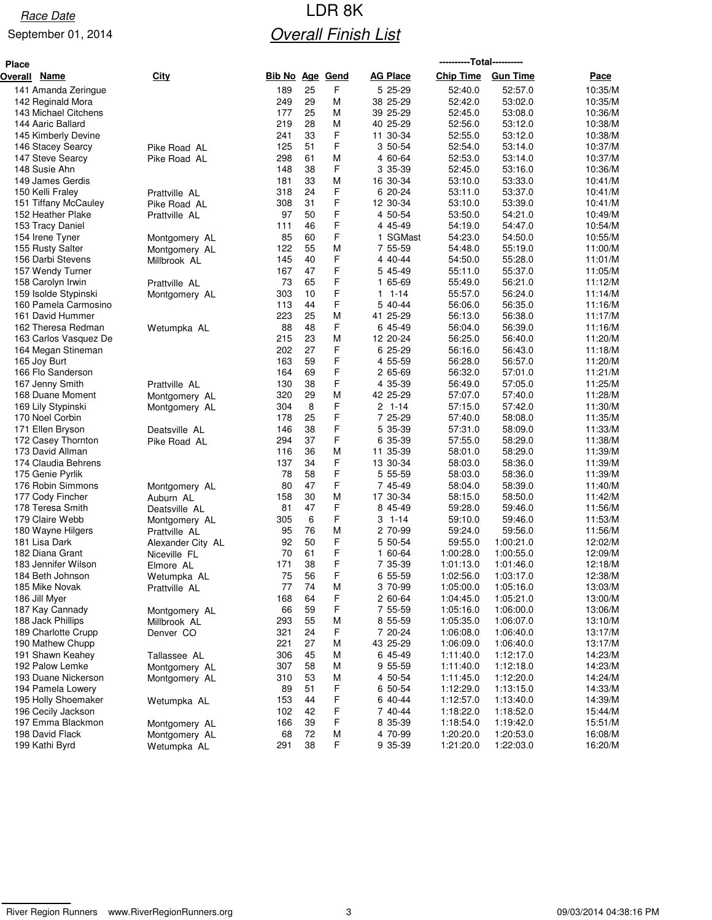Race Date

September 01, 2014

# LDR 8K

## Overall Finish List

| Place Overall | Name | City | Bib No | Age | Gend | AG Place | Chip Time | Gun Time | Pace |
|---|---|---|---|---|---|---|---|---|---|
| 141 | Amanda Zeringue | | 189 | 25 | F | 5 25-29 | 52:40.0 | 52:57.0 | 10:35/M |
| 142 | Reginald Mora | | 249 | 29 | M | 38 25-29 | 52:42.0 | 53:02.0 | 10:35/M |
| 143 | Michael Citchens | | 177 | 25 | M | 39 25-29 | 52:45.0 | 53:08.0 | 10:36/M |
| 144 | Aaric Ballard | | 219 | 28 | M | 40 25-29 | 52:56.0 | 53:12.0 | 10:38/M |
| 145 | Kimberly Devine | | 241 | 33 | F | 11 30-34 | 52:55.0 | 53:12.0 | 10:38/M |
| 146 | Stacey Searcy | Pike Road AL | 125 | 51 | F | 3 50-54 | 52:54.0 | 53:14.0 | 10:37/M |
| 147 | Steve Searcy | Pike Road AL | 298 | 61 | M | 4 60-64 | 52:53.0 | 53:14.0 | 10:37/M |
| 148 | Susie Ahn | | 148 | 38 | F | 3 35-39 | 52:45.0 | 53:16.0 | 10:36/M |
| 149 | James Gerdis | | 181 | 33 | M | 16 30-34 | 53:10.0 | 53:33.0 | 10:41/M |
| 150 | Kelli Fraley | Prattville AL | 318 | 24 | F | 6 20-24 | 53:11.0 | 53:37.0 | 10:41/M |
| 151 | Tiffany McCauley | Pike Road AL | 308 | 31 | F | 12 30-34 | 53:10.0 | 53:39.0 | 10:41/M |
| 152 | Heather Plake | Prattville AL | 97 | 50 | F | 4 50-54 | 53:50.0 | 54:21.0 | 10:49/M |
| 153 | Tracy Daniel | | 111 | 46 | F | 4 45-49 | 54:19.0 | 54:47.0 | 10:54/M |
| 154 | Irene Tyner | Montgomery AL | 85 | 60 | F | 1 SGMast | 54:23.0 | 54:50.0 | 10:55/M |
| 155 | Rusty Salter | Montgomery AL | 122 | 55 | M | 7 55-59 | 54:48.0 | 55:19.0 | 11:00/M |
| 156 | Darbi Stevens | Millbrook AL | 145 | 40 | F | 4 40-44 | 54:50.0 | 55:28.0 | 11:01/M |
| 157 | Wendy Turner | | 167 | 47 | F | 5 45-49 | 55:11.0 | 55:37.0 | 11:05/M |
| 158 | Carolyn Irwin | Prattville AL | 73 | 65 | F | 1 65-69 | 55:49.0 | 56:21.0 | 11:12/M |
| 159 | Isolde Stypinski | Montgomery AL | 303 | 10 | F | 1 1-14 | 55:57.0 | 56:24.0 | 11:14/M |
| 160 | Pamela Carmosino | | 113 | 44 | F | 5 40-44 | 56:06.0 | 56:35.0 | 11:16/M |
| 161 | David Hummer | | 223 | 25 | M | 41 25-29 | 56:13.0 | 56:38.0 | 11:17/M |
| 162 | Theresa Redman | Wetumpka AL | 88 | 48 | F | 6 45-49 | 56:04.0 | 56:39.0 | 11:16/M |
| 163 | Carlos Vasquez De | | 215 | 23 | M | 12 20-24 | 56:25.0 | 56:40.0 | 11:20/M |
| 164 | Megan Stineman | | 202 | 27 | F | 6 25-29 | 56:16.0 | 56:43.0 | 11:18/M |
| 165 | Joy Burt | | 163 | 59 | F | 4 55-59 | 56:28.0 | 56:57.0 | 11:20/M |
| 166 | Flo Sanderson | | 164 | 69 | F | 2 65-69 | 56:32.0 | 57:01.0 | 11:21/M |
| 167 | Jenny Smith | Prattville AL | 130 | 38 | F | 4 35-39 | 56:49.0 | 57:05.0 | 11:25/M |
| 168 | Duane Moment | Montgomery AL | 320 | 29 | M | 42 25-29 | 57:07.0 | 57:40.0 | 11:28/M |
| 169 | Lily Stypinski | Montgomery AL | 304 | 8 | F | 2 1-14 | 57:15.0 | 57:42.0 | 11:30/M |
| 170 | Noel Corbin | | 178 | 25 | F | 7 25-29 | 57:40.0 | 58:08.0 | 11:35/M |
| 171 | Ellen Bryson | Deatsville AL | 146 | 38 | F | 5 35-39 | 57:31.0 | 58:09.0 | 11:33/M |
| 172 | Casey Thornton | Pike Road AL | 294 | 37 | F | 6 35-39 | 57:55.0 | 58:29.0 | 11:38/M |
| 173 | David Allman | | 116 | 36 | M | 11 35-39 | 58:01.0 | 58:29.0 | 11:39/M |
| 174 | Claudia Behrens | | 137 | 34 | F | 13 30-34 | 58:03.0 | 58:36.0 | 11:39/M |
| 175 | Genie Pyrlik | | 78 | 58 | F | 5 55-59 | 58:03.0 | 58:36.0 | 11:39/M |
| 176 | Robin Simmons | Montgomery AL | 80 | 47 | F | 7 45-49 | 58:04.0 | 58:39.0 | 11:40/M |
| 177 | Cody Fincher | Auburn AL | 158 | 30 | M | 17 30-34 | 58:15.0 | 58:50.0 | 11:42/M |
| 178 | Teresa Smith | Deatsville AL | 81 | 47 | F | 8 45-49 | 59:28.0 | 59:46.0 | 11:56/M |
| 179 | Claire Webb | Montgomery AL | 305 | 6 | F | 3 1-14 | 59:10.0 | 59:46.0 | 11:53/M |
| 180 | Wayne Hilgers | Prattville AL | 95 | 76 | M | 2 70-99 | 59:24.0 | 59:56.0 | 11:56/M |
| 181 | Lisa Dark | Alexander City AL | 92 | 50 | F | 5 50-54 | 59:55.0 | 1:00:21.0 | 12:02/M |
| 182 | Diana Grant | Niceville FL | 70 | 61 | F | 1 60-64 | 1:00:28.0 | 1:00:55.0 | 12:09/M |
| 183 | Jennifer Wilson | Elmore AL | 171 | 38 | F | 7 35-39 | 1:01:13.0 | 1:01:46.0 | 12:18/M |
| 184 | Beth Johnson | Wetumpka AL | 75 | 56 | F | 6 55-59 | 1:02:56.0 | 1:03:17.0 | 12:38/M |
| 185 | Mike Novak | Prattville AL | 77 | 74 | M | 3 70-99 | 1:05:00.0 | 1:05:16.0 | 13:03/M |
| 186 | Jill Myer | | 168 | 64 | F | 2 60-64 | 1:04:45.0 | 1:05:21.0 | 13:00/M |
| 187 | Kay Cannady | Montgomery AL | 66 | 59 | F | 7 55-59 | 1:05:16.0 | 1:06:00.0 | 13:06/M |
| 188 | Jack Phillips | Millbrook AL | 293 | 55 | M | 8 55-59 | 1:05:35.0 | 1:06:07.0 | 13:10/M |
| 189 | Charlotte Crupp | Denver CO | 321 | 24 | F | 7 20-24 | 1:06:08.0 | 1:06:40.0 | 13:17/M |
| 190 | Mathew Chupp | | 221 | 27 | M | 43 25-29 | 1:06:09.0 | 1:06:40.0 | 13:17/M |
| 191 | Shawn Keahey | Tallassee AL | 306 | 45 | M | 6 45-49 | 1:11:40.0 | 1:12:17.0 | 14:23/M |
| 192 | Palow Lemke | Montgomery AL | 307 | 58 | M | 9 55-59 | 1:11:40.0 | 1:12:18.0 | 14:23/M |
| 193 | Duane Nickerson | Montgomery AL | 310 | 53 | M | 4 50-54 | 1:11:45.0 | 1:12:20.0 | 14:24/M |
| 194 | Pamela Lowery | | 89 | 51 | F | 6 50-54 | 1:12:29.0 | 1:13:15.0 | 14:33/M |
| 195 | Holly Shoemaker | Wetumpka AL | 153 | 44 | F | 6 40-44 | 1:12:57.0 | 1:13:40.0 | 14:39/M |
| 196 | Cecily Jackson | | 102 | 42 | F | 7 40-44 | 1:18:22.0 | 1:18:52.0 | 15:44/M |
| 197 | Emma Blackmon | Montgomery AL | 166 | 39 | F | 8 35-39 | 1:18:54.0 | 1:19:42.0 | 15:51/M |
| 198 | David Flack | Montgomery AL | 68 | 72 | M | 4 70-99 | 1:20:20.0 | 1:20:53.0 | 16:08/M |
| 199 | Kathi Byrd | Wetumpka AL | 291 | 38 | F | 9 35-39 | 1:21:20.0 | 1:22:03.0 | 16:20/M |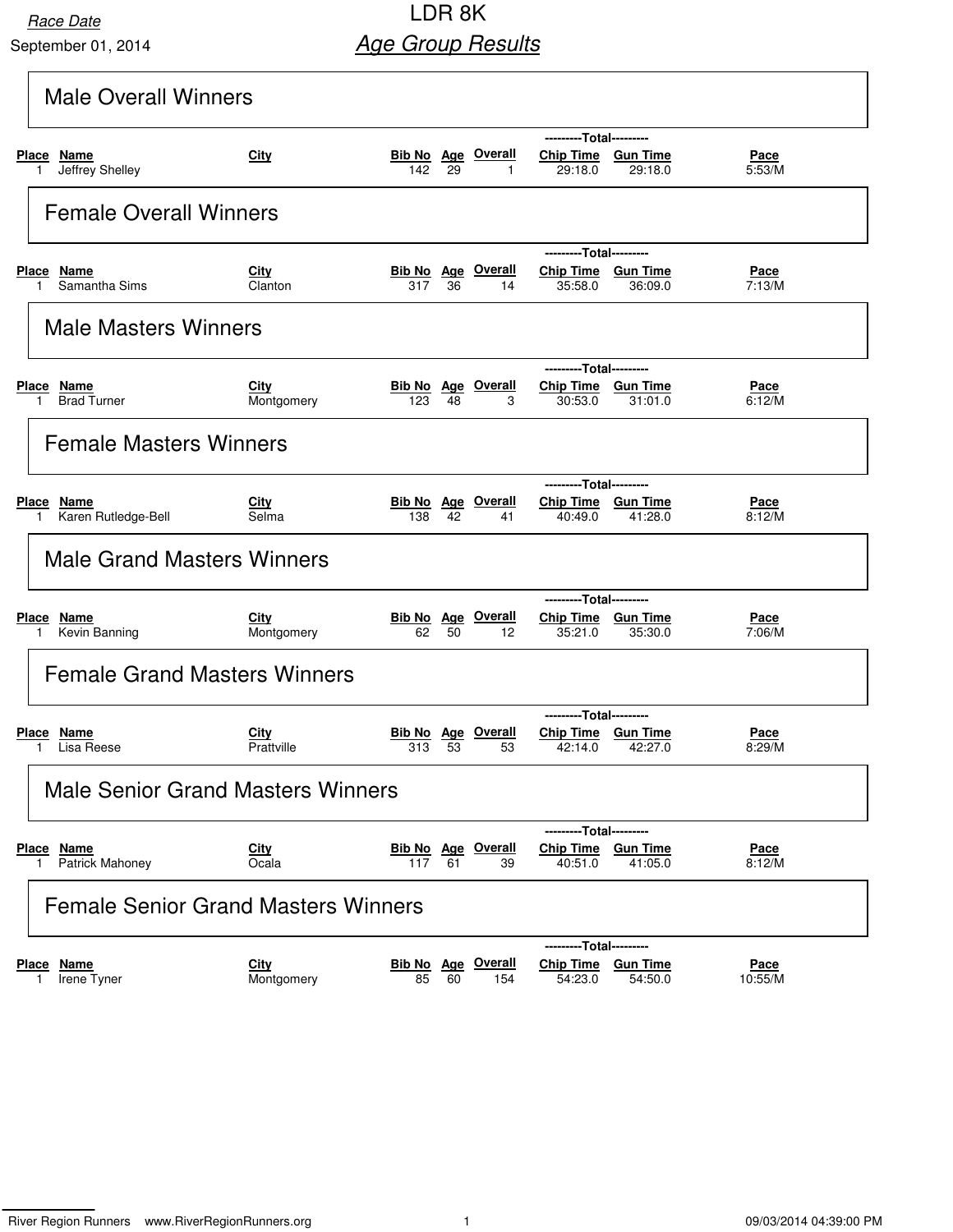Race Date

September 01, 2014

# LDR 8K

## Age Group Results

### Male Overall Winners

| Place | Name | City | Bib No | Age | Overall | Chip Time | Gun Time | Pace |
|---|---|---|---|---|---|---|---|---|
| 1 | Jeffrey Shelley | | 142 | 29 | 1 | 29:18.0 | 29:18.0 | 5:53/M |

### Female Overall Winners

| Place | Name | City | Bib No | Age | Overall | Chip Time | Gun Time | Pace |
|---|---|---|---|---|---|---|---|---|
| 1 | Samantha Sims | Clanton | 317 | 36 | 14 | 35:58.0 | 36:09.0 | 7:13/M |

### Male Masters Winners

| Place | Name | City | Bib No | Age | Overall | Chip Time | Gun Time | Pace |
|---|---|---|---|---|---|---|---|---|
| 1 | Brad Turner | Montgomery | 123 | 48 | 3 | 30:53.0 | 31:01.0 | 6:12/M |

### Female Masters Winners

| Place | Name | City | Bib No | Age | Overall | Chip Time | Gun Time | Pace |
|---|---|---|---|---|---|---|---|---|
| 1 | Karen Rutledge-Bell | Selma | 138 | 42 | 41 | 40:49.0 | 41:28.0 | 8:12/M |

### Male Grand Masters Winners

| Place | Name | City | Bib No | Age | Overall | Chip Time | Gun Time | Pace |
|---|---|---|---|---|---|---|---|---|
| 1 | Kevin Banning | Montgomery | 62 | 50 | 12 | 35:21.0 | 35:30.0 | 7:06/M |

### Female Grand Masters Winners

| Place | Name | City | Bib No | Age | Overall | Chip Time | Gun Time | Pace |
|---|---|---|---|---|---|---|---|---|
| 1 | Lisa Reese | Prattville | 313 | 53 | 53 | 42:14.0 | 42:27.0 | 8:29/M |

### Male Senior Grand Masters Winners

| Place | Name | City | Bib No | Age | Overall | Chip Time | Gun Time | Pace |
|---|---|---|---|---|---|---|---|---|
| 1 | Patrick Mahoney | Ocala | 117 | 61 | 39 | 40:51.0 | 41:05.0 | 8:12/M |

### Female Senior Grand Masters Winners

| Place | Name | City | Bib No | Age | Overall | Chip Time | Gun Time | Pace |
|---|---|---|---|---|---|---|---|---|
| 1 | Irene Tyner | Montgomery | 85 | 60 | 154 | 54:23.0 | 54:50.0 | 10:55/M |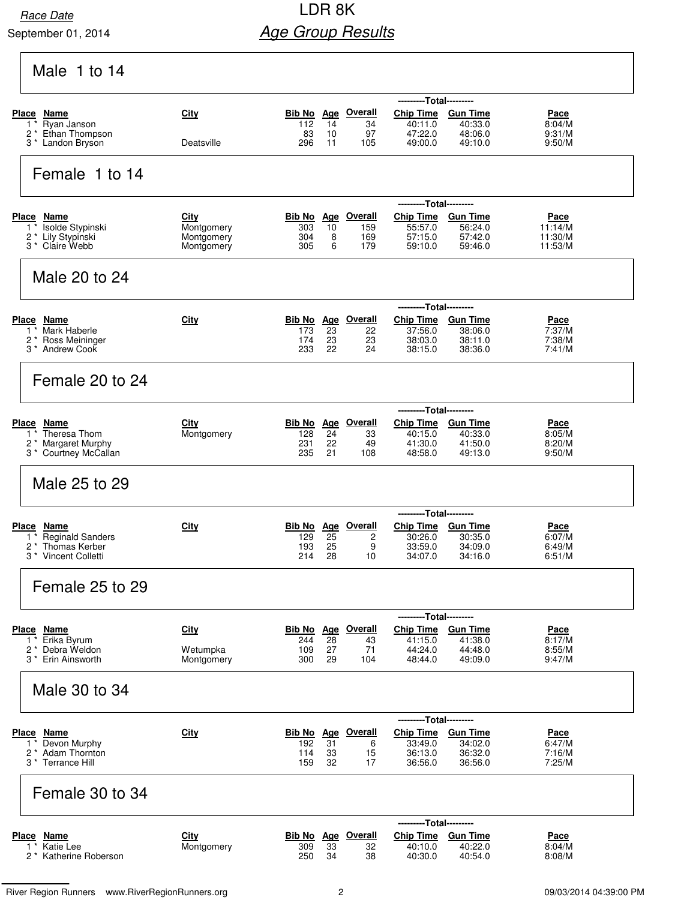Race Date

September 01, 2014

# LDR 8K

## Age Group Results

### Male 1 to 14

| Place | Name | City | Bib No | Age | Overall | Chip Time | Gun Time | Pace |
|---|---|---|---|---|---|---|---|---|
| 1 * | Ryan Janson | | 112 | 14 | 34 | 40:11.0 | 40:33.0 | 8:04/M |
| 2 * | Ethan Thompson | | 83 | 10 | 97 | 47:22.0 | 48:06.0 | 9:31/M |
| 3 * | Landon Bryson | Deatsville | 296 | 11 | 105 | 49:00.0 | 49:10.0 | 9:50/M |

### Female 1 to 14

| Place | Name | City | Bib No | Age | Overall | Chip Time | Gun Time | Pace |
|---|---|---|---|---|---|---|---|---|
| 1 * | Isolde Stypinski | Montgomery | 303 | 10 | 159 | 55:57.0 | 56:24.0 | 11:14/M |
| 2 * | Lily Stypinski | Montgomery | 304 | 8 | 169 | 57:15.0 | 57:42.0 | 11:30/M |
| 3 * | Claire Webb | Montgomery | 305 | 6 | 179 | 59:10.0 | 59:46.0 | 11:53/M |

### Male 20 to 24

| Place | Name | City | Bib No | Age | Overall | Chip Time | Gun Time | Pace |
|---|---|---|---|---|---|---|---|---|
| 1 * | Mark Haberle | | 173 | 23 | 22 | 37:56.0 | 38:06.0 | 7:37/M |
| 2 * | Ross Meininger | | 174 | 23 | 23 | 38:03.0 | 38:11.0 | 7:38/M |
| 3 * | Andrew Cook | | 233 | 22 | 24 | 38:15.0 | 38:36.0 | 7:41/M |

### Female 20 to 24

| Place | Name | City | Bib No | Age | Overall | Chip Time | Gun Time | Pace |
|---|---|---|---|---|---|---|---|---|
| 1 * | Theresa Thom | Montgomery | 128 | 24 | 33 | 40:15.0 | 40:33.0 | 8:05/M |
| 2 * | Margaret Murphy | | 231 | 22 | 49 | 41:30.0 | 41:50.0 | 8:20/M |
| 3 * | Courtney McCallan | | 235 | 21 | 108 | 48:58.0 | 49:13.0 | 9:50/M |

### Male 25 to 29

| Place | Name | City | Bib No | Age | Overall | Chip Time | Gun Time | Pace |
|---|---|---|---|---|---|---|---|---|
| 1 * | Reginald Sanders | | 129 | 25 | 2 | 30:26.0 | 30:35.0 | 6:07/M |
| 2 * | Thomas Kerber | | 193 | 25 | 9 | 33:59.0 | 34:09.0 | 6:49/M |
| 3 * | Vincent Colletti | | 214 | 28 | 10 | 34:07.0 | 34:16.0 | 6:51/M |

### Female 25 to 29

| Place | Name | City | Bib No | Age | Overall | Chip Time | Gun Time | Pace |
|---|---|---|---|---|---|---|---|---|
| 1 * | Erika Byrum | | 244 | 28 | 43 | 41:15.0 | 41:38.0 | 8:17/M |
| 2 * | Debra Weldon | Wetumpka | 109 | 27 | 71 | 44:24.0 | 44:48.0 | 8:55/M |
| 3 * | Erin Ainsworth | Montgomery | 300 | 29 | 104 | 48:44.0 | 49:09.0 | 9:47/M |

### Male 30 to 34

| Place | Name | City | Bib No | Age | Overall | Chip Time | Gun Time | Pace |
|---|---|---|---|---|---|---|---|---|
| 1 * | Devon Murphy | | 192 | 31 | 6 | 33:49.0 | 34:02.0 | 6:47/M |
| 2 * | Adam Thornton | | 114 | 33 | 15 | 36:13.0 | 36:32.0 | 7:16/M |
| 3 * | Terrance Hill | | 159 | 32 | 17 | 36:56.0 | 36:56.0 | 7:25/M |

### Female 30 to 34

| Place | Name | City | Bib No | Age | Overall | Chip Time | Gun Time | Pace |
|---|---|---|---|---|---|---|---|---|
| 1 * | Katie Lee | Montgomery | 309 | 33 | 32 | 40:10.0 | 40:22.0 | 8:04/M |
| 2 * | Katherine Roberson | | 250 | 34 | 38 | 40:30.0 | 40:54.0 | 8:08/M |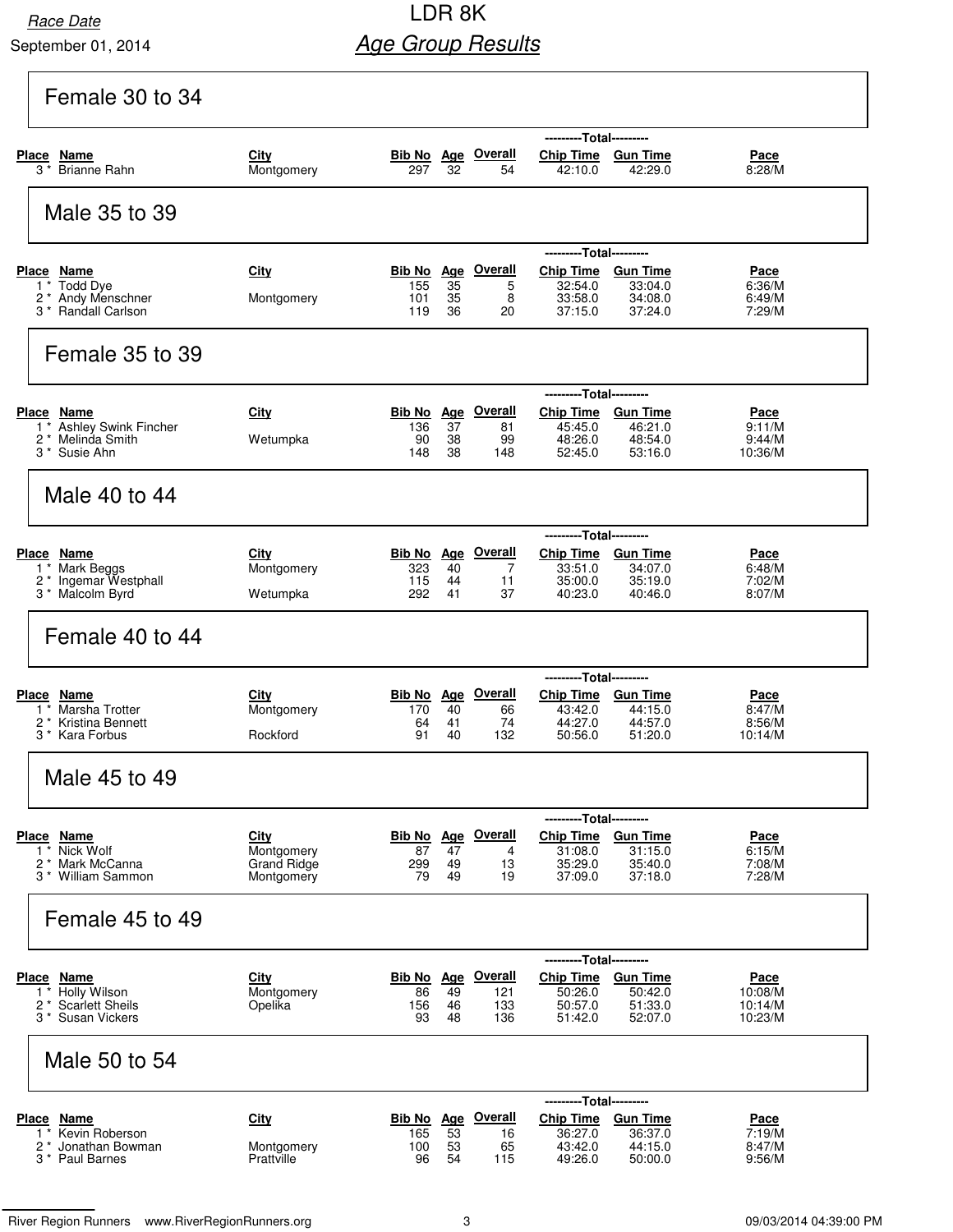Race Date

September 01, 2014

# LDR 8K

## Age Group Results

### Female 30 to 34

| Place | Name | City | Bib No | Age | Overall | Chip Time | Gun Time | Pace |
|---|---|---|---|---|---|---|---|---|
| 3 * | Brianne Rahn | Montgomery | 297 | 32 | 54 | 42:10.0 | 42:29.0 | 8:28/M |

### Male 35 to 39

| Place | Name | City | Bib No | Age | Overall | Chip Time | Gun Time | Pace |
|---|---|---|---|---|---|---|---|---|
| 1 * | Todd Dye | | 155 | 35 | 5 | 32:54.0 | 33:04.0 | 6:36/M |
| 2 * | Andy Menschner | Montgomery | 101 | 35 | 8 | 33:58.0 | 34:08.0 | 6:49/M |
| 3 * | Randall Carlson | | 119 | 36 | 20 | 37:15.0 | 37:24.0 | 7:29/M |

### Female 35 to 39

| Place | Name | City | Bib No | Age | Overall | Chip Time | Gun Time | Pace |
|---|---|---|---|---|---|---|---|---|
| 1 * | Ashley Swink Fincher | | 136 | 37 | 81 | 45:45.0 | 46:21.0 | 9:11/M |
| 2 * | Melinda Smith | Wetumpka | 90 | 38 | 99 | 48:26.0 | 48:54.0 | 9:44/M |
| 3 * | Susie Ahn | | 148 | 38 | 148 | 52:45.0 | 53:16.0 | 10:36/M |

### Male 40 to 44

| Place | Name | City | Bib No | Age | Overall | Chip Time | Gun Time | Pace |
|---|---|---|---|---|---|---|---|---|
| 1 * | Mark Beggs | Montgomery | 323 | 40 | 7 | 33:51.0 | 34:07.0 | 6:48/M |
| 2 * | Ingemar Westphall | | 115 | 44 | 11 | 35:00.0 | 35:19.0 | 7:02/M |
| 3 * | Malcolm Byrd | Wetumpka | 292 | 41 | 37 | 40:23.0 | 40:46.0 | 8:07/M |

### Female 40 to 44

| Place | Name | City | Bib No | Age | Overall | Chip Time | Gun Time | Pace |
|---|---|---|---|---|---|---|---|---|
| 1 * | Marsha Trotter | Montgomery | 170 | 40 | 66 | 43:42.0 | 44:15.0 | 8:47/M |
| 2 * | Kristina Bennett | | 64 | 41 | 74 | 44:27.0 | 44:57.0 | 8:56/M |
| 3 * | Kara Forbus | Rockford | 91 | 40 | 132 | 50:56.0 | 51:20.0 | 10:14/M |

### Male 45 to 49

| Place | Name | City | Bib No | Age | Overall | Chip Time | Gun Time | Pace |
|---|---|---|---|---|---|---|---|---|
| 1 * | Nick Wolf | Montgomery | 87 | 47 | 4 | 31:08.0 | 31:15.0 | 6:15/M |
| 2 * | Mark McCanna | Grand Ridge | 299 | 49 | 13 | 35:29.0 | 35:40.0 | 7:08/M |
| 3 * | William Sammon | Montgomery | 79 | 49 | 19 | 37:09.0 | 37:18.0 | 7:28/M |

### Female 45 to 49

| Place | Name | City | Bib No | Age | Overall | Chip Time | Gun Time | Pace |
|---|---|---|---|---|---|---|---|---|
| 1 * | Holly Wilson | Montgomery | 86 | 49 | 121 | 50:26.0 | 50:42.0 | 10:08/M |
| 2 * | Scarlett Sheils | Opelika | 156 | 46 | 133 | 50:57.0 | 51:33.0 | 10:14/M |
| 3 * | Susan Vickers | | 93 | 48 | 136 | 51:42.0 | 52:07.0 | 10:23/M |

### Male 50 to 54

| Place | Name | City | Bib No | Age | Overall | Chip Time | Gun Time | Pace |
|---|---|---|---|---|---|---|---|---|
| 1 * | Kevin Roberson | | 165 | 53 | 16 | 36:27.0 | 36:37.0 | 7:19/M |
| 2 * | Jonathan Bowman | Montgomery | 100 | 53 | 65 | 43:42.0 | 44:15.0 | 8:47/M |
| 3 * | Paul Barnes | Prattville | 96 | 54 | 115 | 49:26.0 | 50:00.0 | 9:56/M |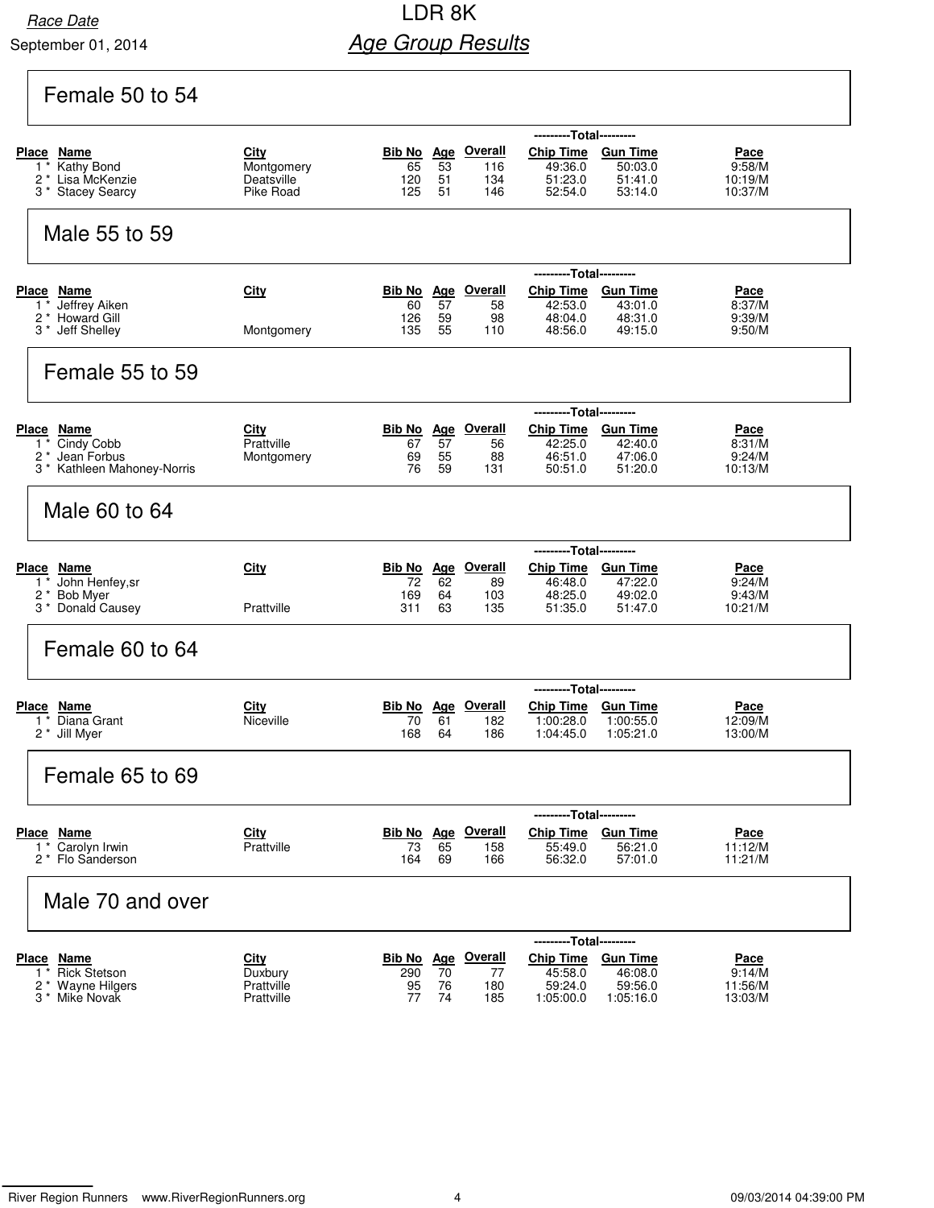Race Date

September 01, 2014

# LDR 8K

## *Age Group Results*

### Female 50 to 54

| Place | Name | City | Bib No | Age | Overall | Chip Time | Gun Time | Pace |
|---|---|---|---|---|---|---|---|---|
| 1 * | Kathy Bond | Montgomery | 65 | 53 | 116 | 49:36.0 | 50:03.0 | 9:58/M |
| 2 * | Lisa McKenzie | Deatsville | 120 | 51 | 134 | 51:23.0 | 51:41.0 | 10:19/M |
| 3 * | Stacey Searcy | Pike Road | 125 | 51 | 146 | 52:54.0 | 53:14.0 | 10:37/M |

### Male 55 to 59

| Place | Name | City | Bib No | Age | Overall | Chip Time | Gun Time | Pace |
|---|---|---|---|---|---|---|---|---|
| 1 * | Jeffrey Aiken | | 60 | 57 | 58 | 42:53.0 | 43:01.0 | 8:37/M |
| 2 * | Howard Gill | | 126 | 59 | 98 | 48:04.0 | 48:31.0 | 9:39/M |
| 3 * | Jeff Shelley | Montgomery | 135 | 55 | 110 | 48:56.0 | 49:15.0 | 9:50/M |

### Female 55 to 59

| Place | Name | City | Bib No | Age | Overall | Chip Time | Gun Time | Pace |
|---|---|---|---|---|---|---|---|---|
| 1 * | Cindy Cobb | Prattville | 67 | 57 | 56 | 42:25.0 | 42:40.0 | 8:31/M |
| 2 * | Jean Forbus | Montgomery | 69 | 55 | 88 | 46:51.0 | 47:06.0 | 9:24/M |
| 3 * | Kathleen Mahoney-Norris | | 76 | 59 | 131 | 50:51.0 | 51:20.0 | 10:13/M |

### Male 60 to 64

| Place | Name | City | Bib No | Age | Overall | Chip Time | Gun Time | Pace |
|---|---|---|---|---|---|---|---|---|
| 1 * | John Henfey,sr | | 72 | 62 | 89 | 46:48.0 | 47:22.0 | 9:24/M |
| 2 * | Bob Myer | | 169 | 64 | 103 | 48:25.0 | 49:02.0 | 9:43/M |
| 3 * | Donald Causey | Prattville | 311 | 63 | 135 | 51:35.0 | 51:47.0 | 10:21/M |

### Female 60 to 64

| Place | Name | City | Bib No | Age | Overall | Chip Time | Gun Time | Pace |
|---|---|---|---|---|---|---|---|---|
| 1 * | Diana Grant | Niceville | 70 | 61 | 182 | 1:00:28.0 | 1:00:55.0 | 12:09/M |
| 2 * | Jill Myer | | 168 | 64 | 186 | 1:04:45.0 | 1:05:21.0 | 13:00/M |

### Female 65 to 69

| Place | Name | City | Bib No | Age | Overall | Chip Time | Gun Time | Pace |
|---|---|---|---|---|---|---|---|---|
| 1 * | Carolyn Irwin | Prattville | 73 | 65 | 158 | 55:49.0 | 56:21.0 | 11:12/M |
| 2 * | Flo Sanderson | | 164 | 69 | 166 | 56:32.0 | 57:01.0 | 11:21/M |

### Male 70 and over

| Place | Name | City | Bib No | Age | Overall | Chip Time | Gun Time | Pace |
|---|---|---|---|---|---|---|---|---|
| 1 * | Rick Stetson | Duxbury | 290 | 70 | 77 | 45:58.0 | 46:08.0 | 9:14/M |
| 2 * | Wayne Hilgers | Prattville | 95 | 76 | 180 | 59:24.0 | 59:56.0 | 11:56/M |
| 3 * | Mike Novak | Prattville | 77 | 74 | 185 | 1:05:00.0 | 1:05:16.0 | 13:03/M |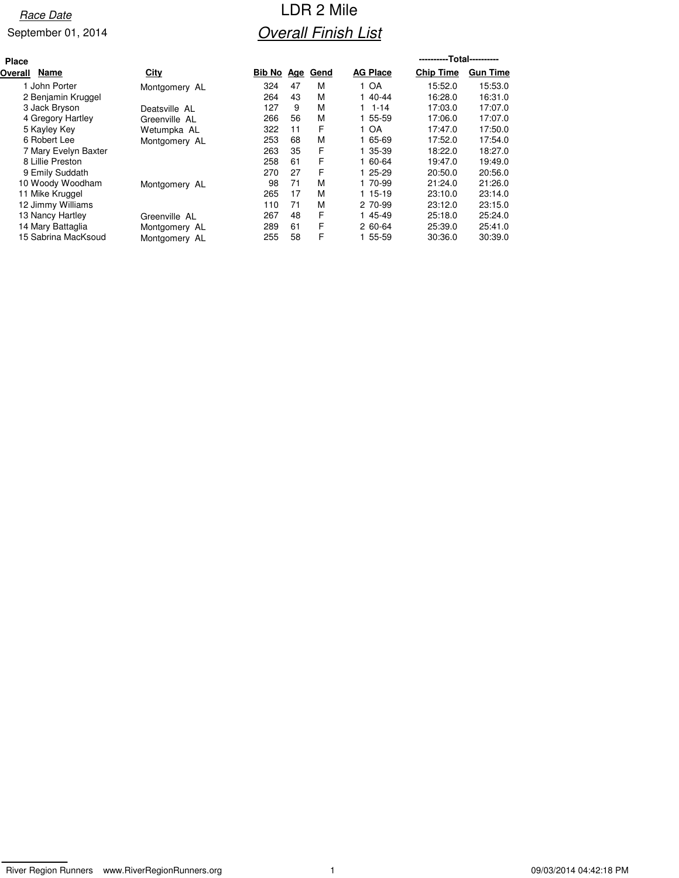*Race Date*

September 01, 2014

# LDR 2 Mile

## *Overall Finish List*

| Place Overall | Name | City | Bib No | Age | Gend | AG Place | ----------Total---------- Chip Time | Gun Time |
|---|---|---|---|---|---|---|---|---|
| 1 | John Porter | Montgomery AL | 324 | 47 | M | 1 OA | 15:52.0 | 15:53.0 |
| 2 | Benjamin Kruggel | | 264 | 43 | M | 1 40-44 | 16:28.0 | 16:31.0 |
| 3 | Jack Bryson | Deatsville AL | 127 | 9 | M | 1 1-14 | 17:03.0 | 17:07.0 |
| 4 | Gregory Hartley | Greenville AL | 266 | 56 | M | 1 55-59 | 17:06.0 | 17:07.0 |
| 5 | Kayley Key | Wetumpka AL | 322 | 11 | F | 1 OA | 17:47.0 | 17:50.0 |
| 6 | Robert Lee | Montgomery AL | 253 | 68 | M | 1 65-69 | 17:52.0 | 17:54.0 |
| 7 | Mary Evelyn Baxter | | 263 | 35 | F | 1 35-39 | 18:22.0 | 18:27.0 |
| 8 | Lillie Preston | | 258 | 61 | F | 1 60-64 | 19:47.0 | 19:49.0 |
| 9 | Emily Suddath | | 270 | 27 | F | 1 25-29 | 20:50.0 | 20:56.0 |
| 10 | Woody Woodham | Montgomery AL | 98 | 71 | M | 1 70-99 | 21:24.0 | 21:26.0 |
| 11 | Mike Kruggel | | 265 | 17 | M | 1 15-19 | 23:10.0 | 23:14.0 |
| 12 | Jimmy Williams | | 110 | 71 | M | 2 70-99 | 23:12.0 | 23:15.0 |
| 13 | Nancy Hartley | Greenville AL | 267 | 48 | F | 1 45-49 | 25:18.0 | 25:24.0 |
| 14 | Mary Battaglia | Montgomery AL | 289 | 61 | F | 2 60-64 | 25:39.0 | 25:41.0 |
| 15 | Sabrina MacKsoud | Montgomery AL | 255 | 58 | F | 1 55-59 | 30:36.0 | 30:39.0 |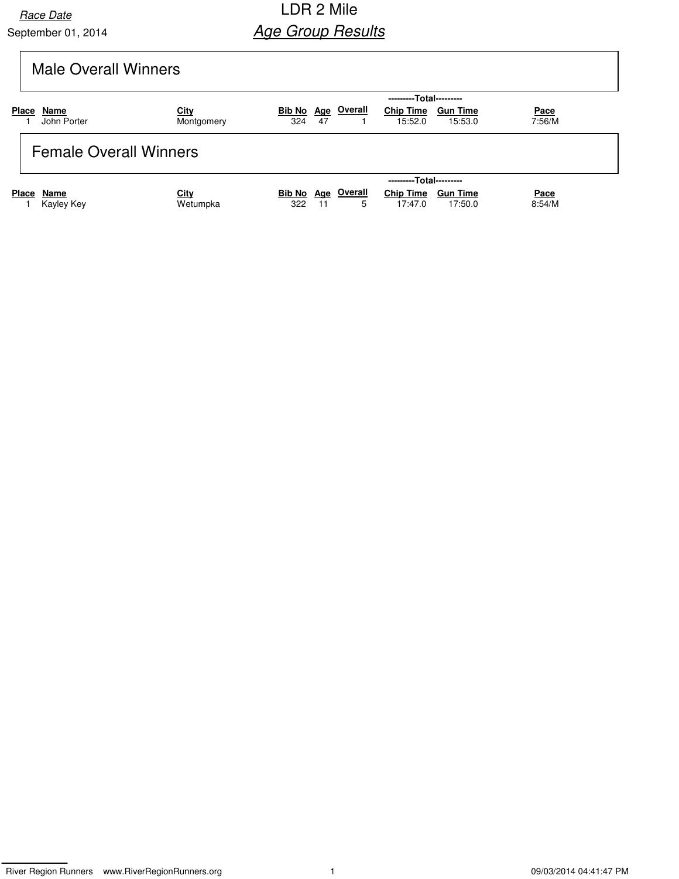Race Date

September 01, 2014

# LDR 2 Mile

## *Age Group Results*

## Male Overall Winners

| Place | Name | City | Bib No | Age | Overall | Total Chip Time | Total Gun Time | Pace |
|---|---|---|---|---|---|---|---|---|
| 1 | John Porter | Montgomery | 324 | 47 | 1 | 15:52.0 | 15:53.0 | 7:56/M |

## Female Overall Winners

| Place | Name | City | Bib No | Age | Overall | Total Chip Time | Total Gun Time | Pace |
|---|---|---|---|---|---|---|---|---|
| 1 | Kayley Key | Wetumpka | 322 | 11 | 5 | 17:47.0 | 17:50.0 | 8:54/M |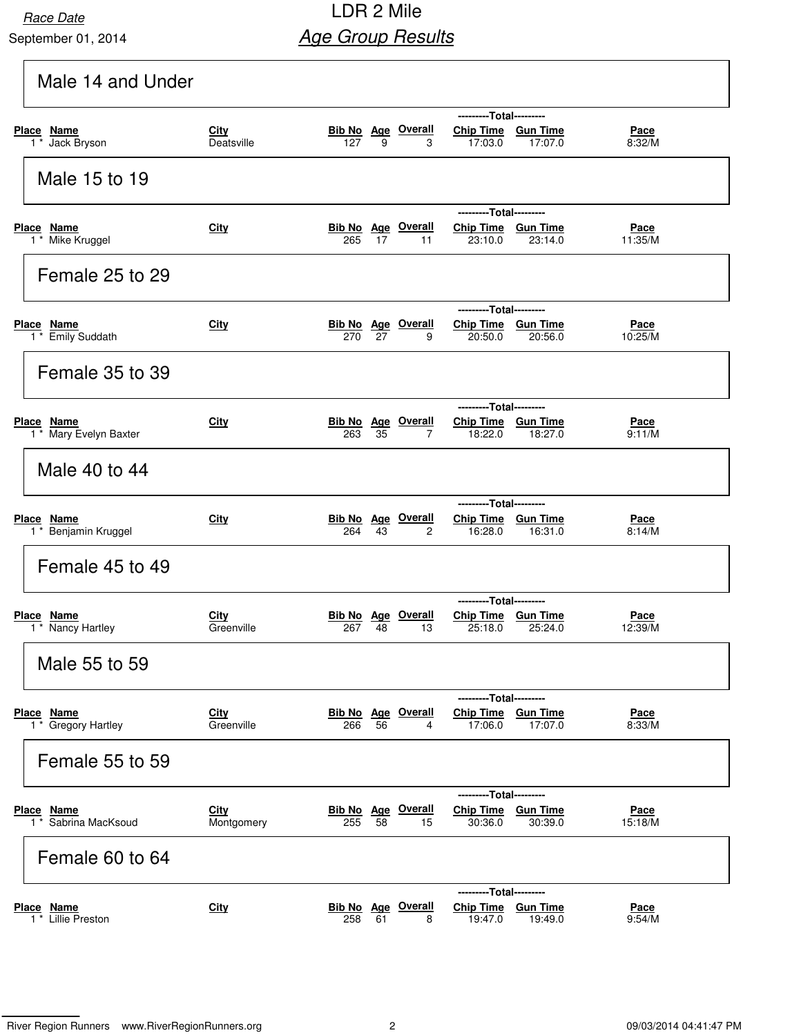Race Date

September 01, 2014

# LDR 2 Mile

## Age Group Results

### Male 14 and Under

| | | | | | | ---------Total--------- | | |
|---|---|---|---|---|---|---|---|---|
| Place | Name | City | Bib No | Age | Overall | Chip Time | Gun Time | Pace |
| 1 * | Jack Bryson | Deatsville | 127 | 9 | 3 | 17:03.0 | 17:07.0 | 8:32/M |

### Male 15 to 19

| | | | | | | ---------Total--------- | | |
|---|---|---|---|---|---|---|---|---|
| Place | Name | City | Bib No | Age | Overall | Chip Time | Gun Time | Pace |
| 1 * | Mike Kruggel | | 265 | 17 | 11 | 23:10.0 | 23:14.0 | 11:35/M |

### Female 25 to 29

| | | | | | | ---------Total--------- | | |
|---|---|---|---|---|---|---|---|---|
| Place | Name | City | Bib No | Age | Overall | Chip Time | Gun Time | Pace |
| 1 * | Emily Suddath | | 270 | 27 | 9 | 20:50.0 | 20:56.0 | 10:25/M |

### Female 35 to 39

| | | | | | | ---------Total--------- | | |
|---|---|---|---|---|---|---|---|---|
| Place | Name | City | Bib No | Age | Overall | Chip Time | Gun Time | Pace |
| 1 * | Mary Evelyn Baxter | | 263 | 35 | 7 | 18:22.0 | 18:27.0 | 9:11/M |

### Male 40 to 44

| | | | | | | ---------Total--------- | | |
|---|---|---|---|---|---|---|---|---|
| Place | Name | City | Bib No | Age | Overall | Chip Time | Gun Time | Pace |
| 1 * | Benjamin Kruggel | | 264 | 43 | 2 | 16:28.0 | 16:31.0 | 8:14/M |

### Female 45 to 49

| | | | | | | ---------Total--------- | | |
|---|---|---|---|---|---|---|---|---|
| Place | Name | City | Bib No | Age | Overall | Chip Time | Gun Time | Pace |
| 1 * | Nancy Hartley | Greenville | 267 | 48 | 13 | 25:18.0 | 25:24.0 | 12:39/M |

### Male 55 to 59

| | | | | | | ---------Total--------- | | |
|---|---|---|---|---|---|---|---|---|
| Place | Name | City | Bib No | Age | Overall | Chip Time | Gun Time | Pace |
| 1 * | Gregory Hartley | Greenville | 266 | 56 | 4 | 17:06.0 | 17:07.0 | 8:33/M |

### Female 55 to 59

| | | | | | | ---------Total--------- | | |
|---|---|---|---|---|---|---|---|---|
| Place | Name | City | Bib No | Age | Overall | Chip Time | Gun Time | Pace |
| 1 * | Sabrina MacKsoud | Montgomery | 255 | 58 | 15 | 30:36.0 | 30:39.0 | 15:18/M |

### Female 60 to 64

| | | | | | | ---------Total--------- | | |
|---|---|---|---|---|---|---|---|---|
| Place | Name | City | Bib No | Age | Overall | Chip Time | Gun Time | Pace |
| 1 * | Lillie Preston | | 258 | 61 | 8 | 19:47.0 | 19:49.0 | 9:54/M |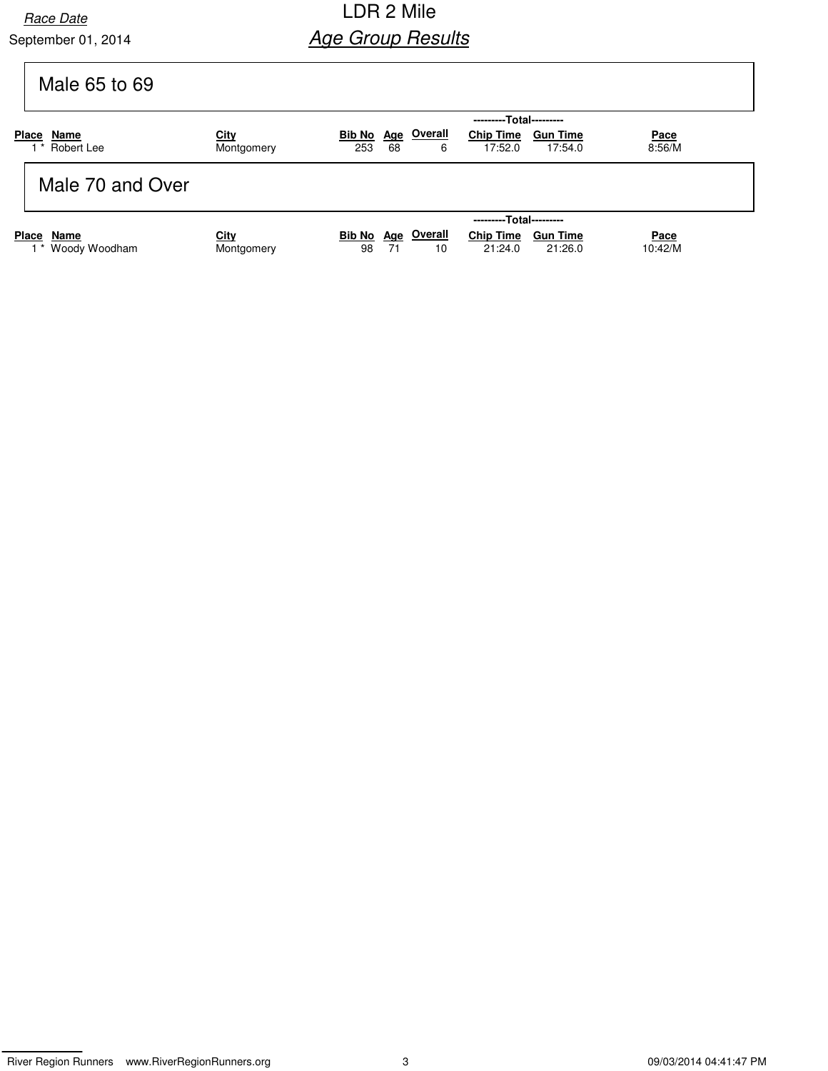Race Date

September 01, 2014

# LDR 2 Mile

## Age Group Results

### Male 65 to 69

| | | | | | | ---------Total--------- | | |
|---|---|---|---|---|---|---|---|---|
| **Place** | **Name** | **City** | **Bib No** | **Age** | **Overall** | **Chip Time** | **Gun Time** | **Pace** |
| 1 * | Robert Lee | Montgomery | 253 | 68 | 6 | 17:52.0 | 17:54.0 | 8:56/M |

### Male 70 and Over

| | | | | | | ---------Total--------- | | |
|---|---|---|---|---|---|---|---|---|
| **Place** | **Name** | **City** | **Bib No** | **Age** | **Overall** | **Chip Time** | **Gun Time** | **Pace** |
| 1 * | Woody Woodham | Montgomery | 98 | 71 | 10 | 21:24.0 | 21:26.0 | 10:42/M |

River Region Runners www.RiverRegionRunners.org 09/03/2014 04:41:47 PM